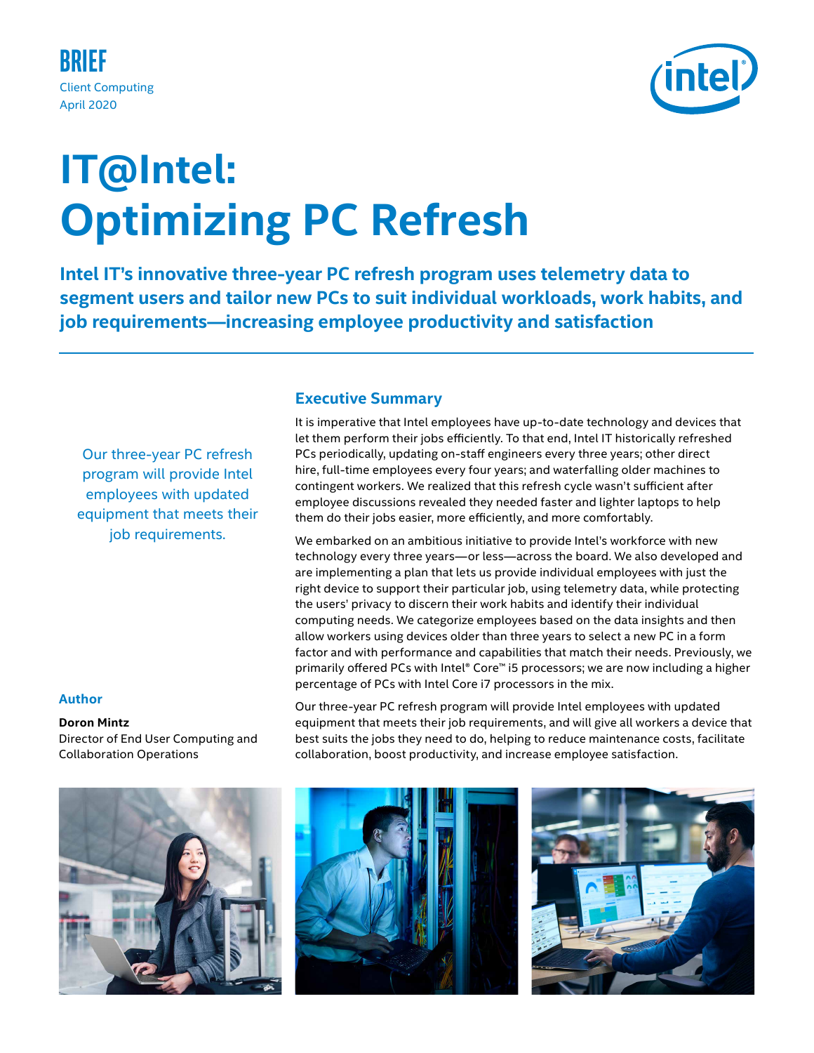BRIEF
Client Computing
April 2020

# IT@Intel: Optimizing PC Refresh

**Intel IT's innovative three-year PC refresh program uses telemetry data to segment users and tailor new PCs to suit individual workloads, work habits, and job requirements—increasing employee productivity and satisfaction**

Our three-year PC refresh program will provide Intel employees with updated equipment that meets their job requirements.

### Author

**Doron Mintz**
Director of End User Computing and Collaboration Operations

## Executive Summary

It is imperative that Intel employees have up-to-date technology and devices that let them perform their jobs efficiently. To that end, Intel IT historically refreshed PCs periodically, updating on-staff engineers every three years; other direct hire, full-time employees every four years; and waterfalling older machines to contingent workers. We realized that this refresh cycle wasn't sufficient after employee discussions revealed they needed faster and lighter laptops to help them do their jobs easier, more efficiently, and more comfortably.

We embarked on an ambitious initiative to provide Intel's workforce with new technology every three years—or less—across the board. We also developed and are implementing a plan that lets us provide individual employees with just the right device to support their particular job, using telemetry data, while protecting the users' privacy to discern their work habits and identify their individual computing needs. We categorize employees based on the data insights and then allow workers using devices older than three years to select a new PC in a form factor and with performance and capabilities that match their needs. Previously, we primarily offered PCs with Intel® Core™ i5 processors; we are now including a higher percentage of PCs with Intel Core i7 processors in the mix.

Our three-year PC refresh program will provide Intel employees with updated equipment that meets their job requirements, and will give all workers a device that best suits the jobs they need to do, helping to reduce maintenance costs, facilitate collaboration, boost productivity, and increase employee satisfaction.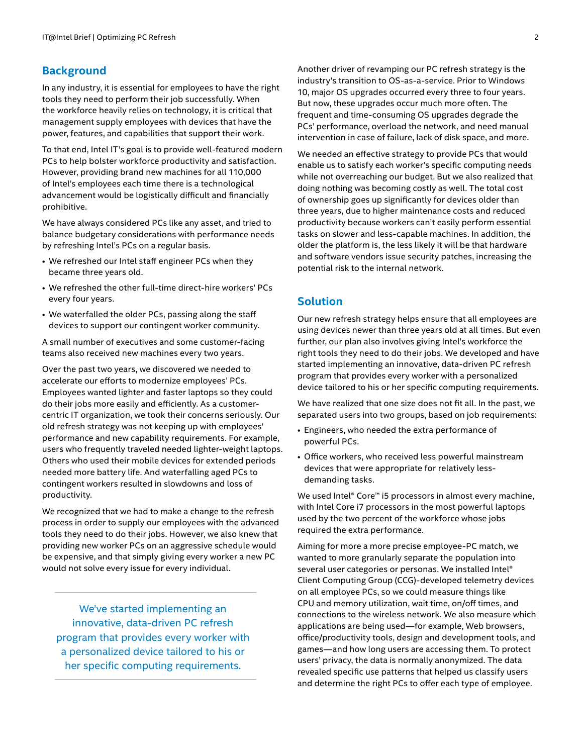## Background

In any industry, it is essential for employees to have the right tools they need to perform their job successfully. When the workforce heavily relies on technology, it is critical that management supply employees with devices that have the power, features, and capabilities that support their work.

To that end, Intel IT's goal is to provide well-featured modern PCs to help bolster workforce productivity and satisfaction. However, providing brand new machines for all 110,000 of Intel's employees each time there is a technological advancement would be logistically difficult and financially prohibitive.

We have always considered PCs like any asset, and tried to balance budgetary considerations with performance needs by refreshing Intel's PCs on a regular basis.

- We refreshed our Intel staff engineer PCs when they became three years old.
- We refreshed the other full-time direct-hire workers' PCs every four years.
- We waterfalled the older PCs, passing along the staff devices to support our contingent worker community.

A small number of executives and some customer-facing teams also received new machines every two years.

Over the past two years, we discovered we needed to accelerate our efforts to modernize employees' PCs. Employees wanted lighter and faster laptops so they could do their jobs more easily and efficiently. As a customer-centric IT organization, we took their concerns seriously. Our old refresh strategy was not keeping up with employees' performance and new capability requirements. For example, users who frequently traveled needed lighter-weight laptops. Others who used their mobile devices for extended periods needed more battery life. And waterfalling aged PCs to contingent workers resulted in slowdowns and loss of productivity.

We recognized that we had to make a change to the refresh process in order to supply our employees with the advanced tools they need to do their jobs. However, we also knew that providing new worker PCs on an aggressive schedule would be expensive, and that simply giving every worker a new PC would not solve every issue for every individual.

> We've started implementing an innovative, data-driven PC refresh program that provides every worker with a personalized device tailored to his or her specific computing requirements.

Another driver of revamping our PC refresh strategy is the industry's transition to OS-as-a-service. Prior to Windows 10, major OS upgrades occurred every three to four years. But now, these upgrades occur much more often. The frequent and time-consuming OS upgrades degrade the PCs' performance, overload the network, and need manual intervention in case of failure, lack of disk space, and more.

We needed an effective strategy to provide PCs that would enable us to satisfy each worker's specific computing needs while not overreaching our budget. But we also realized that doing nothing was becoming costly as well. The total cost of ownership goes up significantly for devices older than three years, due to higher maintenance costs and reduced productivity because workers can't easily perform essential tasks on slower and less-capable machines. In addition, the older the platform is, the less likely it will be that hardware and software vendors issue security patches, increasing the potential risk to the internal network.

## Solution

Our new refresh strategy helps ensure that all employees are using devices newer than three years old at all times. But even further, our plan also involves giving Intel's workforce the right tools they need to do their jobs. We developed and have started implementing an innovative, data-driven PC refresh program that provides every worker with a personalized device tailored to his or her specific computing requirements.

We have realized that one size does not fit all. In the past, we separated users into two groups, based on job requirements:

- Engineers, who needed the extra performance of powerful PCs.
- Office workers, who received less powerful mainstream devices that were appropriate for relatively less-demanding tasks.

We used Intel® Core™ i5 processors in almost every machine, with Intel Core i7 processors in the most powerful laptops used by the two percent of the workforce whose jobs required the extra performance.

Aiming for more a more precise employee-PC match, we wanted to more granularly separate the population into several user categories or personas. We installed Intel® Client Computing Group (CCG)-developed telemetry devices on all employee PCs, so we could measure things like CPU and memory utilization, wait time, on/off times, and connections to the wireless network. We also measure which applications are being used—for example, Web browsers, office/productivity tools, design and development tools, and games—and how long users are accessing them. To protect users' privacy, the data is normally anonymized. The data revealed specific use patterns that helped us classify users and determine the right PCs to offer each type of employee.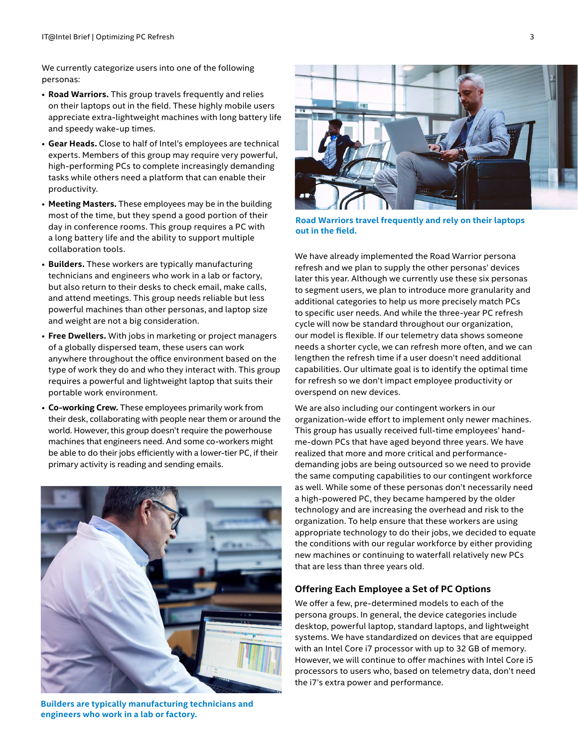We currently categorize users into one of the following personas:

- **Road Warriors.** This group travels frequently and relies on their laptops out in the field. These highly mobile users appreciate extra-lightweight machines with long battery life and speedy wake-up times.
- **Gear Heads.** Close to half of Intel's employees are technical experts. Members of this group may require very powerful, high-performing PCs to complete increasingly demanding tasks while others need a platform that can enable their productivity.
- **Meeting Masters.** These employees may be in the building most of the time, but they spend a good portion of their day in conference rooms. This group requires a PC with a long battery life and the ability to support multiple collaboration tools.
- **Builders.** These workers are typically manufacturing technicians and engineers who work in a lab or factory, but also return to their desks to check email, make calls, and attend meetings. This group needs reliable but less powerful machines than other personas, and laptop size and weight are not a big consideration.
- **Free Dwellers.** With jobs in marketing or project managers of a globally dispersed team, these users can work anywhere throughout the office environment based on the type of work they do and who they interact with. This group requires a powerful and lightweight laptop that suits their portable work environment.
- **Co-working Crew.** These employees primarily work from their desk, collaborating with people near them or around the world. However, this group doesn't require the powerhouse machines that engineers need. And some co-workers might be able to do their jobs efficiently with a lower-tier PC, if their primary activity is reading and sending emails.

**Builders are typically manufacturing technicians and engineers who work in a lab or factory.**

**Road Warriors travel frequently and rely on their laptops out in the field.**

We have already implemented the Road Warrior persona refresh and we plan to supply the other personas' devices later this year. Although we currently use these six personas to segment users, we plan to introduce more granularity and additional categories to help us more precisely match PCs to specific user needs. And while the three-year PC refresh cycle will now be standard throughout our organization, our model is flexible. If our telemetry data shows someone needs a shorter cycle, we can refresh more often, and we can lengthen the refresh time if a user doesn't need additional capabilities. Our ultimate goal is to identify the optimal time for refresh so we don't impact employee productivity or overspend on new devices.

We are also including our contingent workers in our organization-wide effort to implement only newer machines. This group has usually received full-time employees' hand-me-down PCs that have aged beyond three years. We have realized that more and more critical and performance-demanding jobs are being outsourced so we need to provide the same computing capabilities to our contingent workforce as well. While some of these personas don't necessarily need a high-powered PC, they became hampered by the older technology and are increasing the overhead and risk to the organization. To help ensure that these workers are using appropriate technology to do their jobs, we decided to equate the conditions with our regular workforce by either providing new machines or continuing to waterfall relatively new PCs that are less than three years old.

### Offering Each Employee a Set of PC Options

We offer a few, pre-determined models to each of the persona groups. In general, the device categories include desktop, powerful laptop, standard laptops, and lightweight systems. We have standardized on devices that are equipped with an Intel Core i7 processor with up to 32 GB of memory. However, we will continue to offer machines with Intel Core i5 processors to users who, based on telemetry data, don't need the i7's extra power and performance.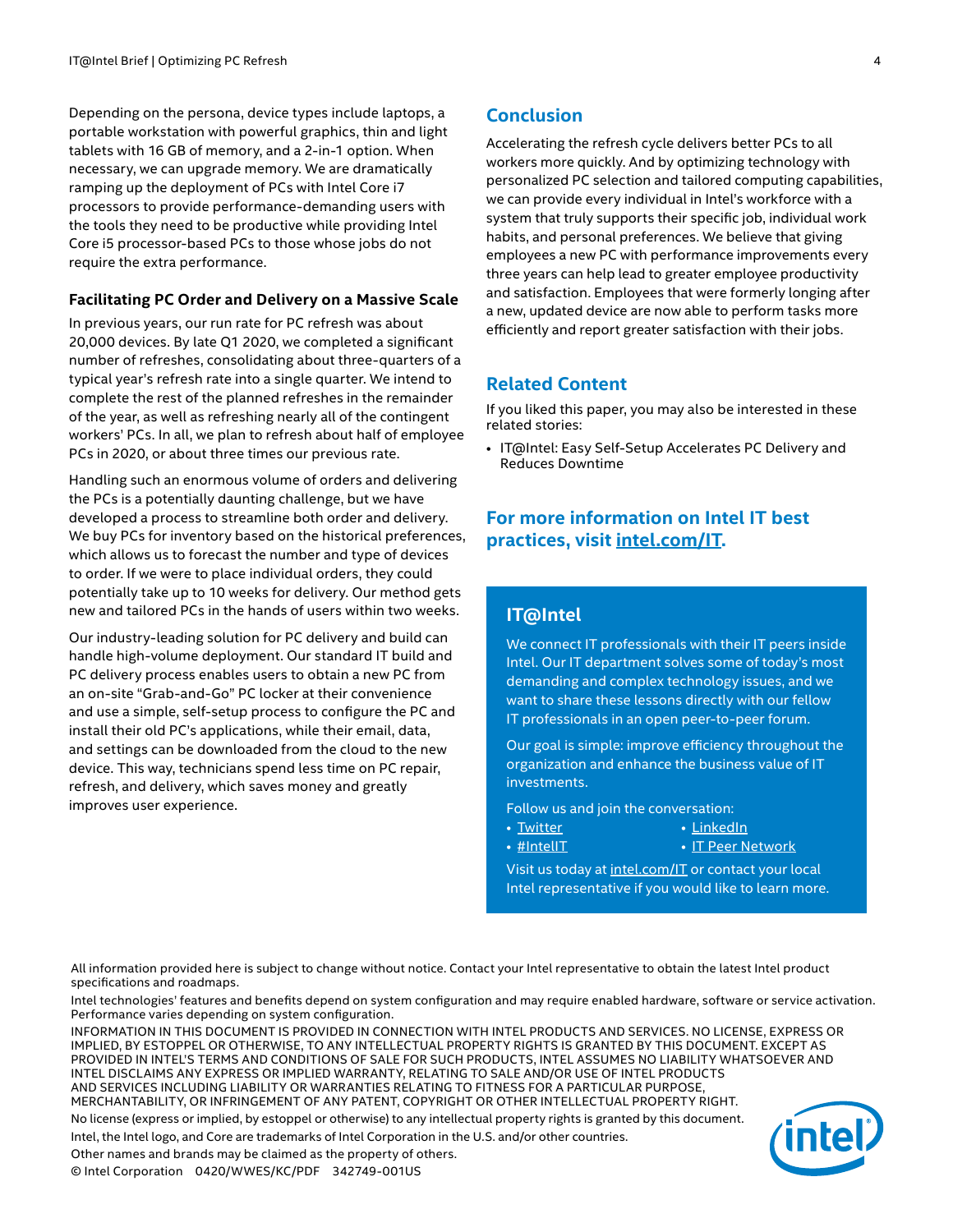Depending on the persona, device types include laptops, a portable workstation with powerful graphics, thin and light tablets with 16 GB of memory, and a 2-in-1 option. When necessary, we can upgrade memory. We are dramatically ramping up the deployment of PCs with Intel Core i7 processors to provide performance-demanding users with the tools they need to be productive while providing Intel Core i5 processor-based PCs to those whose jobs do not require the extra performance.

### Facilitating PC Order and Delivery on a Massive Scale

In previous years, our run rate for PC refresh was about 20,000 devices. By late Q1 2020, we completed a significant number of refreshes, consolidating about three-quarters of a typical year's refresh rate into a single quarter. We intend to complete the rest of the planned refreshes in the remainder of the year, as well as refreshing nearly all of the contingent workers' PCs. In all, we plan to refresh about half of employee PCs in 2020, or about three times our previous rate.

Handling such an enormous volume of orders and delivering the PCs is a potentially daunting challenge, but we have developed a process to streamline both order and delivery. We buy PCs for inventory based on the historical preferences, which allows us to forecast the number and type of devices to order. If we were to place individual orders, they could potentially take up to 10 weeks for delivery. Our method gets new and tailored PCs in the hands of users within two weeks.

Our industry-leading solution for PC delivery and build can handle high-volume deployment. Our standard IT build and PC delivery process enables users to obtain a new PC from an on-site "Grab-and-Go" PC locker at their convenience and use a simple, self-setup process to configure the PC and install their old PC's applications, while their email, data, and settings can be downloaded from the cloud to the new device. This way, technicians spend less time on PC repair, refresh, and delivery, which saves money and greatly improves user experience.

## Conclusion

Accelerating the refresh cycle delivers better PCs to all workers more quickly. And by optimizing technology with personalized PC selection and tailored computing capabilities, we can provide every individual in Intel's workforce with a system that truly supports their specific job, individual work habits, and personal preferences. We believe that giving employees a new PC with performance improvements every three years can help lead to greater employee productivity and satisfaction. Employees that were formerly longing after a new, updated device are now able to perform tasks more efficiently and report greater satisfaction with their jobs.

## Related Content

If you liked this paper, you may also be interested in these related stories:

- IT@Intel: Easy Self-Setup Accelerates PC Delivery and Reduces Downtime

## For more information on Intel IT best practices, visit intel.com/IT.

### IT@Intel

We connect IT professionals with their IT peers inside Intel. Our IT department solves some of today's most demanding and complex technology issues, and we want to share these lessons directly with our fellow IT professionals in an open peer-to-peer forum.

Our goal is simple: improve efficiency throughout the organization and enhance the business value of IT investments.

Follow us and join the conversation:

- Twitter
- #IntelIT
- LinkedIn
- IT Peer Network

Visit us today at intel.com/IT or contact your local Intel representative if you would like to learn more.

All information provided here is subject to change without notice. Contact your Intel representative to obtain the latest Intel product specifications and roadmaps.

Intel technologies' features and benefits depend on system configuration and may require enabled hardware, software or service activation. Performance varies depending on system configuration.

INFORMATION IN THIS DOCUMENT IS PROVIDED IN CONNECTION WITH INTEL PRODUCTS AND SERVICES. NO LICENSE, EXPRESS OR IMPLIED, BY ESTOPPEL OR OTHERWISE, TO ANY INTELLECTUAL PROPERTY RIGHTS IS GRANTED BY THIS DOCUMENT. EXCEPT AS PROVIDED IN INTEL'S TERMS AND CONDITIONS OF SALE FOR SUCH PRODUCTS, INTEL ASSUMES NO LIABILITY WHATSOEVER AND INTEL DISCLAIMS ANY EXPRESS OR IMPLIED WARRANTY, RELATING TO SALE AND/OR USE OF INTEL PRODUCTS AND SERVICES INCLUDING LIABILITY OR WARRANTIES RELATING TO FITNESS FOR A PARTICULAR PURPOSE, MERCHANTABILITY, OR INFRINGEMENT OF ANY PATENT, COPYRIGHT OR OTHER INTELLECTUAL PROPERTY RIGHT.

No license (express or implied, by estoppel or otherwise) to any intellectual property rights is granted by this document.

Intel, the Intel logo, and Core are trademarks of Intel Corporation in the U.S. and/or other countries.

Other names and brands may be claimed as the property of others.

© Intel Corporation 0420/WWES/KC/PDF 342749-001US